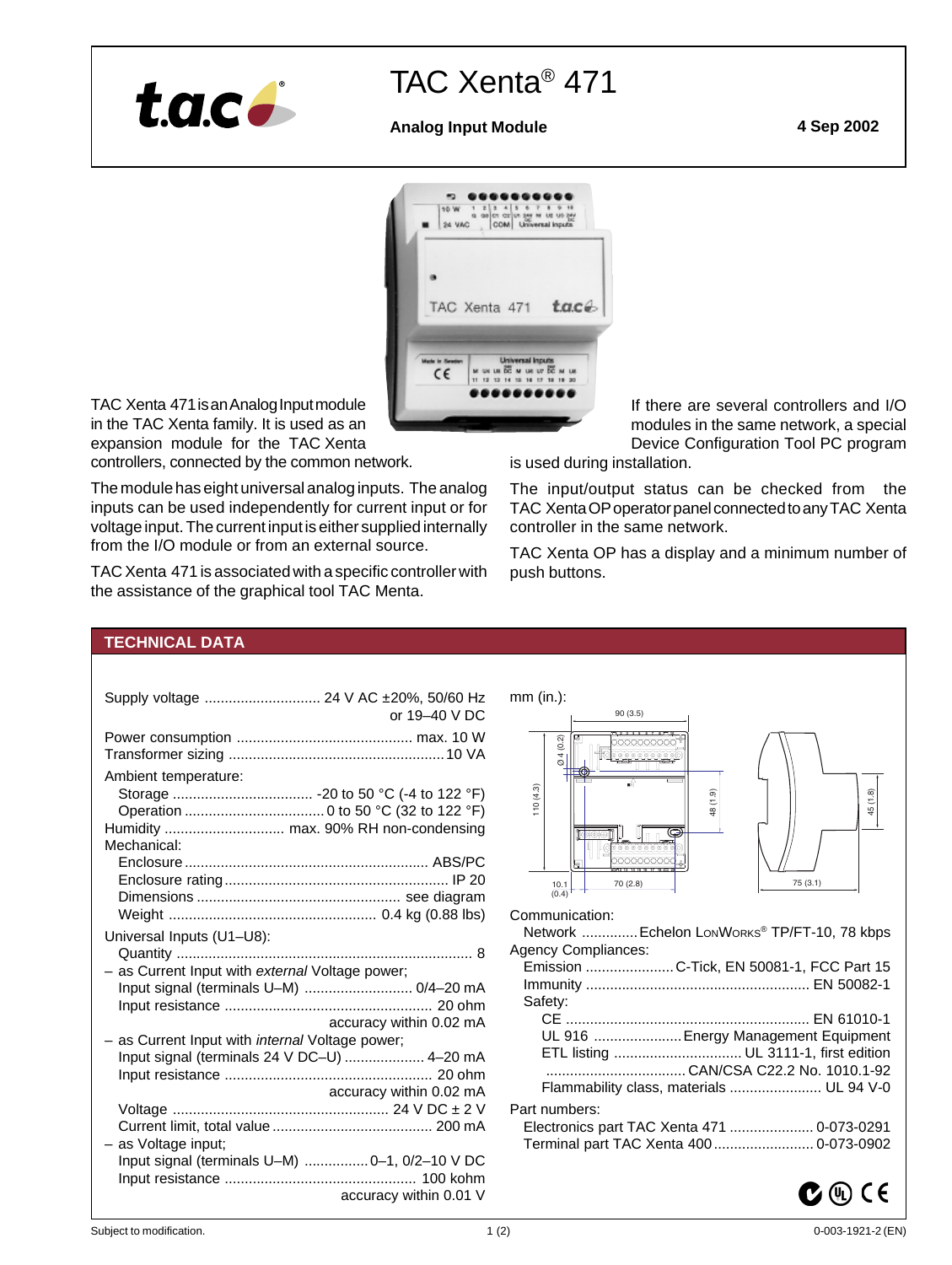# TAC Xenta® 471

**Analog Input Module**

**4 Sep 2002**

TAC Xenta 471 is an Analog Input module in the TAC Xenta family. It is used as an expansion module for the TAC Xenta controllers, connected by the common network.

The module has eight universal analog inputs. The analog inputs can be used independently for current input or for voltage input. The current input is either supplied internally from the I/O module or from an external source.

TAC Xenta 471 is associated with a specific controller with the assistance of the graphical tool TAC Menta.

If there are several controllers and I/O modules in the same network, a special Device Configuration Tool PC program is used during installation.

The input/output status can be checked from the TAC Xenta OP operator panel connected to any TAC Xenta controller in the same network.

TAC Xenta OP has a display and a minimum number of push buttons.

## TECHNICAL DATA

Supply voltage ............................ 24 V AC ±20%, 50/60 Hz or 19–40 V DC

Power consumption ............................ max. 10 W
Transformer sizing ............................ 10 VA

Ambient temperature:
- Storage ............................ -20 to 50 °C (-4 to 122 °F)
- Operation ............................ 0 to 50 °C (32 to 122 °F)

Humidity ............................ max. 90% RH non-condensing

Mechanical:
- Enclosure ............................ ABS/PC
- Enclosure rating ............................ IP 20
- Dimensions ............................ see diagram
- Weight ............................ 0.4 kg (0.88 lbs)

Universal Inputs (U1–U8):
- Quantity ............................ 8
- as Current Input with *external* Voltage power;
  - Input signal (terminals U–M) ............................ 0/4–20 mA
  - Input resistance ............................ 20 ohm
    accuracy within 0.02 mA
- as Current Input with *internal* Voltage power;
  - Input signal (terminals 24 V DC–U) ............................ 4–20 mA
  - Input resistance ............................ 20 ohm
    accuracy within 0.02 mA
  - Voltage ............................ 24 V DC ± 2 V
  - Current limit, total value ............................ 200 mA
- as Voltage input;
  - Input signal (terminals U–M) ............................ 0–1, 0/2–10 V DC
  - Input resistance ............................ 100 kohm
    accuracy within 0.01 V

mm (in.):

90 (3.5) · Ø 4 (0.2) · 110 (4.3) · 48 (1.9) · 10.1 (0.4) · 70 (2.8) · 45 (1.8) · 75 (3.1)

Communication:
- Network ............................ Echelon LonWorks® TP/FT-10, 78 kbps

Agency Compliances:
- Emission ............................ C-Tick, EN 50081-1, FCC Part 15
- Immunity ............................ EN 50082-1
- Safety:
  - CE ............................ EN 61010-1
  - UL 916 ............................ Energy Management Equipment
  - ETL listing ............................ UL 3111-1, first edition
    ............................ CAN/CSA C22.2 No. 1010.1-92
  - Flammability class, materials ............................ UL 94 V-0

Part numbers:
- Electronics part TAC Xenta 471 ............................ 0-073-0291
- Terminal part TAC Xenta 400 ............................ 0-073-0902

Subject to modification.

0-003-1921-2 (EN)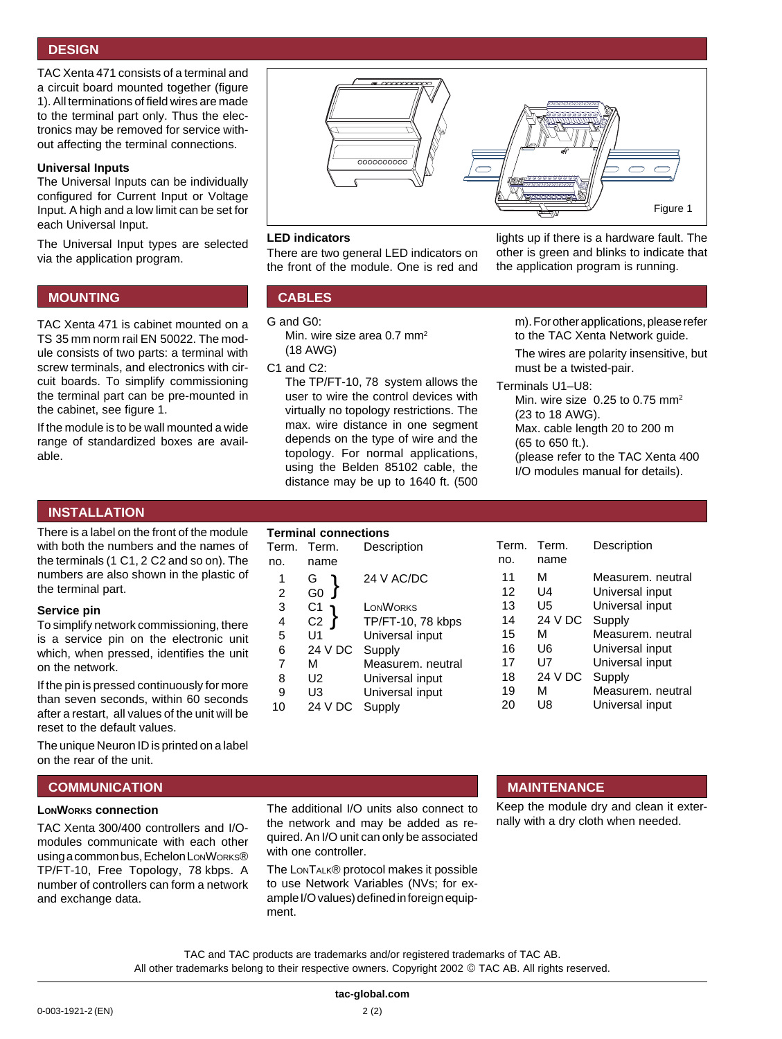## DESIGN

TAC Xenta 471 consists of a terminal and a circuit board mounted together (figure 1). All terminations of field wires are made to the terminal part only. Thus the electronics may be removed for service without affecting the terminal connections.

**Universal Inputs**

The Universal Inputs can be individually configured for Current Input or Voltage Input. A high and a low limit can be set for each Universal Input.

The Universal Input types are selected via the application program.

Figure 1

**LED indicators**

There are two general LED indicators on the front of the module. One is red and lights up if there is a hardware fault. The other is green and blinks to indicate that the application program is running.

## MOUNTING

TAC Xenta 471 is cabinet mounted on a TS 35 mm norm rail EN 50022. The module consists of two parts: a terminal with screw terminals, and electronics with circuit boards. To simplify commissioning the terminal part can be pre-mounted in the cabinet, see figure 1.

If the module is to be wall mounted a wide range of standardized boxes are available.

## CABLES

G and G0:
Min. wire size area 0.7 mm$^2$ (18 AWG)

C1 and C2:
The TP/FT-10, 78 system allows the user to wire the control devices with virtually no topology restrictions. The max. wire distance in one segment depends on the type of wire and the topology. For normal applications, using the Belden 85102 cable, the distance may be up to 1640 ft. (500 m). For other applications, please refer to the TAC Xenta Network guide.

The wires are polarity insensitive, but must be a twisted-pair.

Terminals U1–U8:
Min. wire size 0.25 to 0.75 mm$^2$ (23 to 18 AWG).
Max. cable length 20 to 200 m (65 to 650 ft.).
(please refer to the TAC Xenta 400 I/O modules manual for details).

## INSTALLATION

There is a label on the front of the module with both the numbers and the names of the terminals (1 C1, 2 C2 and so on). The numbers are also shown in the plastic of the terminal part.

**Service pin**

To simplify network commissioning, there is a service pin on the electronic unit which, when pressed, identifies the unit on the network.

If the pin is pressed continuously for more than seven seconds, within 60 seconds after a restart, all values of the unit will be reset to the default values.

The unique Neuron ID is printed on a label on the rear of the unit.

**Terminal connections**

| Term. no. | Term. name | Description |
|---|---|---|
| 1 | G | 24 V AC/DC |
| 2 | G0 | |
| 3 | C1 | LonWorks |
| 4 | C2 | TP/FT-10, 78 kbps |
| 5 | U1 | Universal input |
| 6 | 24 V DC | Supply |
| 7 | M | Measurem. neutral |
| 8 | U2 | Universal input |
| 9 | U3 | Universal input |
| 10 | 24 V DC | Supply |

| Term. no. | Term. name | Description |
|---|---|---|
| 11 | M | Measurem. neutral |
| 12 | U4 | Universal input |
| 13 | U5 | Universal input |
| 14 | 24 V DC | Supply |
| 15 | M | Measurem. neutral |
| 16 | U6 | Universal input |
| 17 | U7 | Universal input |
| 18 | 24 V DC | Supply |
| 19 | M | Measurem. neutral |
| 20 | U8 | Universal input |

## COMMUNICATION

**LonWorks connection**

TAC Xenta 300/400 controllers and I/O-modules communicate with each other using a common bus, Echelon LonWorks® TP/FT-10, Free Topology, 78 kbps. A number of controllers can form a network and exchange data.

The additional I/O units also connect to the network and may be added as required. An I/O unit can only be associated with one controller.

The LonTalk® protocol makes it possible to use Network Variables (NVs; for example I/O values) defined in foreign equipment.

## MAINTENANCE

Keep the module dry and clean it externally with a dry cloth when needed.

TAC and TAC products are trademarks and/or registered trademarks of TAC AB.
All other trademarks belong to their respective owners. Copyright 2002 © TAC AB. All rights reserved.

**tac-global.com**

0-003-1921-2 (EN)